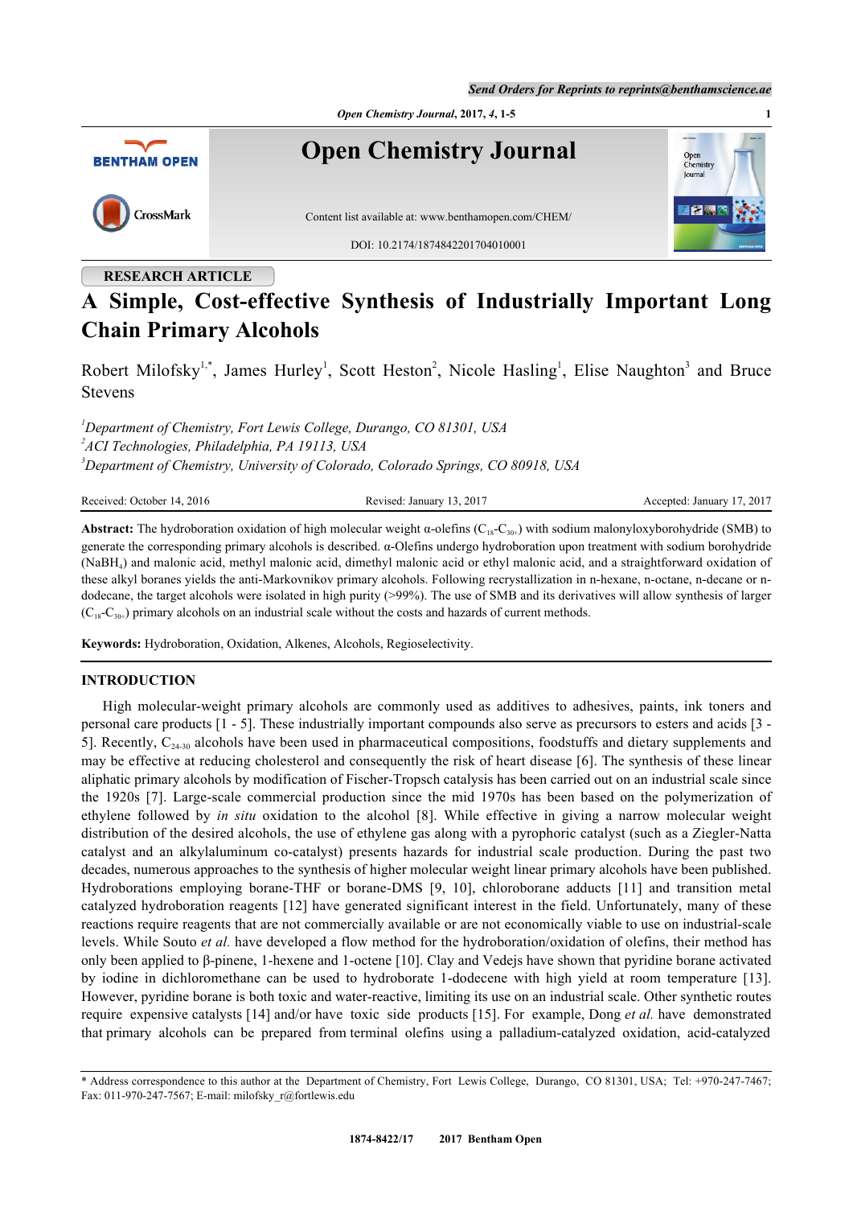RESEARCH ARTICLE

# A Simple, Cost-effective Synthesis of Industrially Important Long Chain Primary Alcohols

Robert Milofsky[1,*], James Hurley[1], Scott Heston[2], Nicole Hasling[1], Elise Naughton[3] and Bruce Stevens

[1]*Department of Chemistry, Fort Lewis College, Durango, CO 81301, USA*
[2]*ACI Technologies, Philadelphia, PA 19113, USA*
[3]*Department of Chemistry, University of Colorado, Colorado Springs, CO 80918, USA*

Received: October 14, 2016 | Revised: January 13, 2017 | Accepted: January 17, 2017

**Abstract:** The hydroboration oxidation of high molecular weight α-olefins ($C_{18}$-$C_{30+}$) with sodium malonyloxyborohydride (SMB) to generate the corresponding primary alcohols is described. α-Olefins undergo hydroboration upon treatment with sodium borohydride ($NaBH_4$) and malonic acid, methyl malonic acid, dimethyl malonic acid or ethyl malonic acid, and a straightforward oxidation of these alkyl boranes yields the anti-Markovnikov primary alcohols. Following recrystallization in n-hexane, n-octane, n-decane or n-dodecane, the target alcohols were isolated in high purity (>99%). The use of SMB and its derivatives will allow synthesis of larger ($C_{18}$-$C_{30+}$) primary alcohols on an industrial scale without the costs and hazards of current methods.

**Keywords:** Hydroboration, Oxidation, Alkenes, Alcohols, Regioselectivity.

## INTRODUCTION

High molecular-weight primary alcohols are commonly used as additives to adhesives, paints, ink toners and personal care products [1 - 5]. These industrially important compounds also serve as precursors to esters and acids [3 - 5]. Recently, $C_{24\text{-}30}$ alcohols have been used in pharmaceutical compositions, foodstuffs and dietary supplements and may be effective at reducing cholesterol and consequently the risk of heart disease [6]. The synthesis of these linear aliphatic primary alcohols by modification of Fischer-Tropsch catalysis has been carried out on an industrial scale since the 1920s [7]. Large-scale commercial production since the mid 1970s has been based on the polymerization of ethylene followed by *in situ* oxidation to the alcohol [8]. While effective in giving a narrow molecular weight distribution of the desired alcohols, the use of ethylene gas along with a pyrophoric catalyst (such as a Ziegler-Natta catalyst and an alkylaluminum co-catalyst) presents hazards for industrial scale production. During the past two decades, numerous approaches to the synthesis of higher molecular weight linear primary alcohols have been published. Hydroborations employing borane-THF or borane-DMS [9, 10], chloroborane adducts [11] and transition metal catalyzed hydroboration reagents [12] have generated significant interest in the field. Unfortunately, many of these reactions require reagents that are not commercially available or are not economically viable to use on industrial-scale levels. While Souto *et al.* have developed a flow method for the hydroboration/oxidation of olefins, their method has only been applied to β-pinene, 1-hexene and 1-octene [10]. Clay and Vedejs have shown that pyridine borane activated by iodine in dichloromethane can be used to hydroborate 1-dodecene with high yield at room temperature [13]. However, pyridine borane is both toxic and water-reactive, limiting its use on an industrial scale. Other synthetic routes require expensive catalysts [14] and/or have toxic side products [15]. For example, Dong *et al.* have demonstrated that primary alcohols can be prepared from terminal olefins using a palladium-catalyzed oxidation, acid-catalyzed

\* Address correspondence to this author at the Department of Chemistry, Fort Lewis College, Durango, CO 81301, USA; Tel: +970-247-7467; Fax: 011-970-247-7567; E-mail: milofsky_r@fortlewis.edu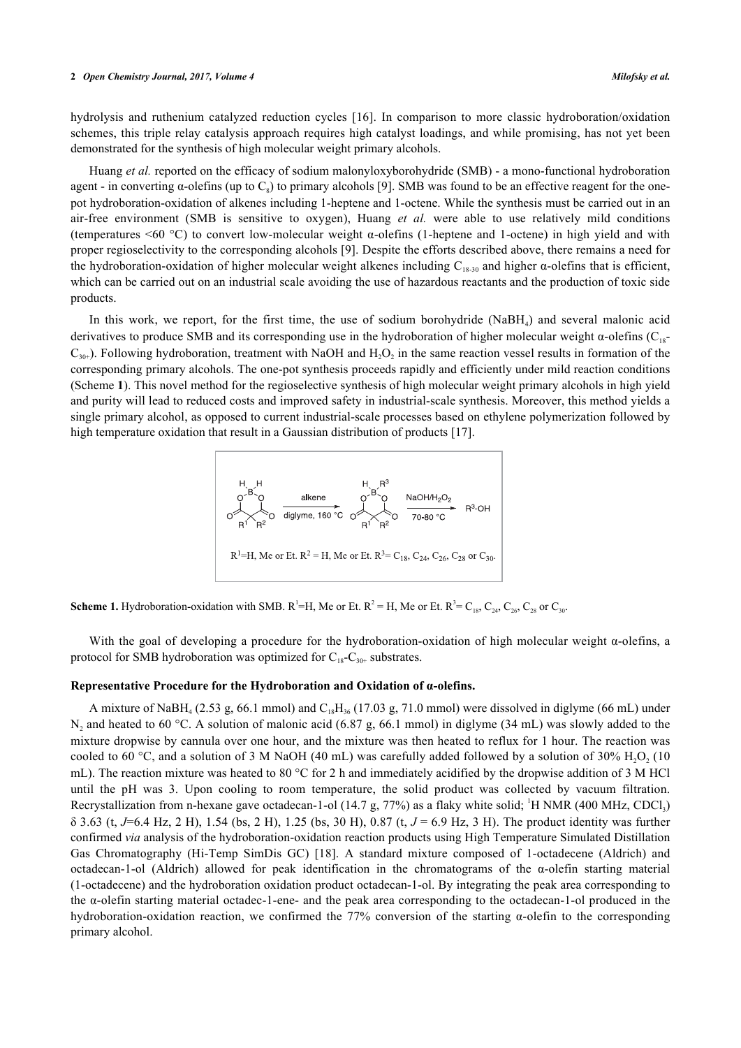hydrolysis and ruthenium catalyzed reduction cycles [16]. In comparison to more classic hydroboration/oxidation schemes, this triple relay catalysis approach requires high catalyst loadings, and while promising, has not yet been demonstrated for the synthesis of high molecular weight primary alcohols.

Huang *et al.* reported on the efficacy of sodium malonyloxyborohydride (SMB) - a mono-functional hydroboration agent - in converting α-olefins (up to $C_8$) to primary alcohols [9]. SMB was found to be an effective reagent for the one-pot hydroboration-oxidation of alkenes including 1-heptene and 1-octene. While the synthesis must be carried out in an air-free environment (SMB is sensitive to oxygen), Huang *et al.* were able to use relatively mild conditions (temperatures <60 °C) to convert low-molecular weight α-olefins (1-heptene and 1-octene) in high yield and with proper regioselectivity to the corresponding alcohols [9]. Despite the efforts described above, there remains a need for the hydroboration-oxidation of higher molecular weight alkenes including $C_{18-30}$ and higher α-olefins that is efficient, which can be carried out on an industrial scale avoiding the use of hazardous reactants and the production of toxic side products.

In this work, we report, for the first time, the use of sodium borohydride ($NaBH_4$) and several malonic acid derivatives to produce SMB and its corresponding use in the hydroboration of higher molecular weight α-olefins ($C_{18}$-$C_{30+}$). Following hydroboration, treatment with NaOH and $H_2O_2$ in the same reaction vessel results in formation of the corresponding primary alcohols. The one-pot synthesis proceeds rapidly and efficiently under mild reaction conditions (Scheme **1**). This novel method for the regioselective synthesis of high molecular weight primary alcohols in high yield and purity will lead to reduced costs and improved safety in industrial-scale synthesis. Moreover, this method yields a single primary alcohol, as opposed to current industrial-scale processes based on ethylene polymerization followed by high temperature oxidation that result in a Gaussian distribution of products [17].

R$^1$=H, Me or Et. R$^2$ = H, Me or Et. R$^3$= $C_{18}$, $C_{24}$, $C_{26}$, $C_{28}$ or $C_{30}$.

**Scheme 1.** Hydroboration-oxidation with SMB. R$^1$=H, Me or Et. R$^2$ = H, Me or Et. R$^3$= $C_{18}$, $C_{24}$, $C_{26}$, $C_{28}$ or $C_{30}$.

With the goal of developing a procedure for the hydroboration-oxidation of high molecular weight α-olefins, a protocol for SMB hydroboration was optimized for $C_{18}$-$C_{30+}$ substrates.

### Representative Procedure for the Hydroboration and Oxidation of α-olefins.

A mixture of $NaBH_4$ (2.53 g, 66.1 mmol) and $C_{18}H_{36}$ (17.03 g, 71.0 mmol) were dissolved in diglyme (66 mL) under $N_2$ and heated to 60 °C. A solution of malonic acid (6.87 g, 66.1 mmol) in diglyme (34 mL) was slowly added to the mixture dropwise by cannula over one hour, and the mixture was then heated to reflux for 1 hour. The reaction was cooled to 60 °C, and a solution of 3 M NaOH (40 mL) was carefully added followed by a solution of 30% $H_2O_2$ (10 mL). The reaction mixture was heated to 80 °C for 2 h and immediately acidified by the dropwise addition of 3 M HCl until the pH was 3. Upon cooling to room temperature, the solid product was collected by vacuum filtration. Recrystallization from n-hexane gave octadecan-1-ol (14.7 g, 77%) as a flaky white solid; $^1$H NMR (400 MHz, $CDCl_3$) δ 3.63 (t, *J*=6.4 Hz, 2 H), 1.54 (bs, 2 H), 1.25 (bs, 30 H), 0.87 (t, *J* = 6.9 Hz, 3 H). The product identity was further confirmed *via* analysis of the hydroboration-oxidation reaction products using High Temperature Simulated Distillation Gas Chromatography (Hi-Temp SimDis GC) [18]. A standard mixture composed of 1-octadecene (Aldrich) and octadecan-1-ol (Aldrich) allowed for peak identification in the chromatograms of the α-olefin starting material (1-octadecene) and the hydroboration oxidation product octadecan-1-ol. By integrating the peak area corresponding to the α-olefin starting material octadec-1-ene- and the peak area corresponding to the octadecan-1-ol produced in the hydroboration-oxidation reaction, we confirmed the 77% conversion of the starting α-olefin to the corresponding primary alcohol.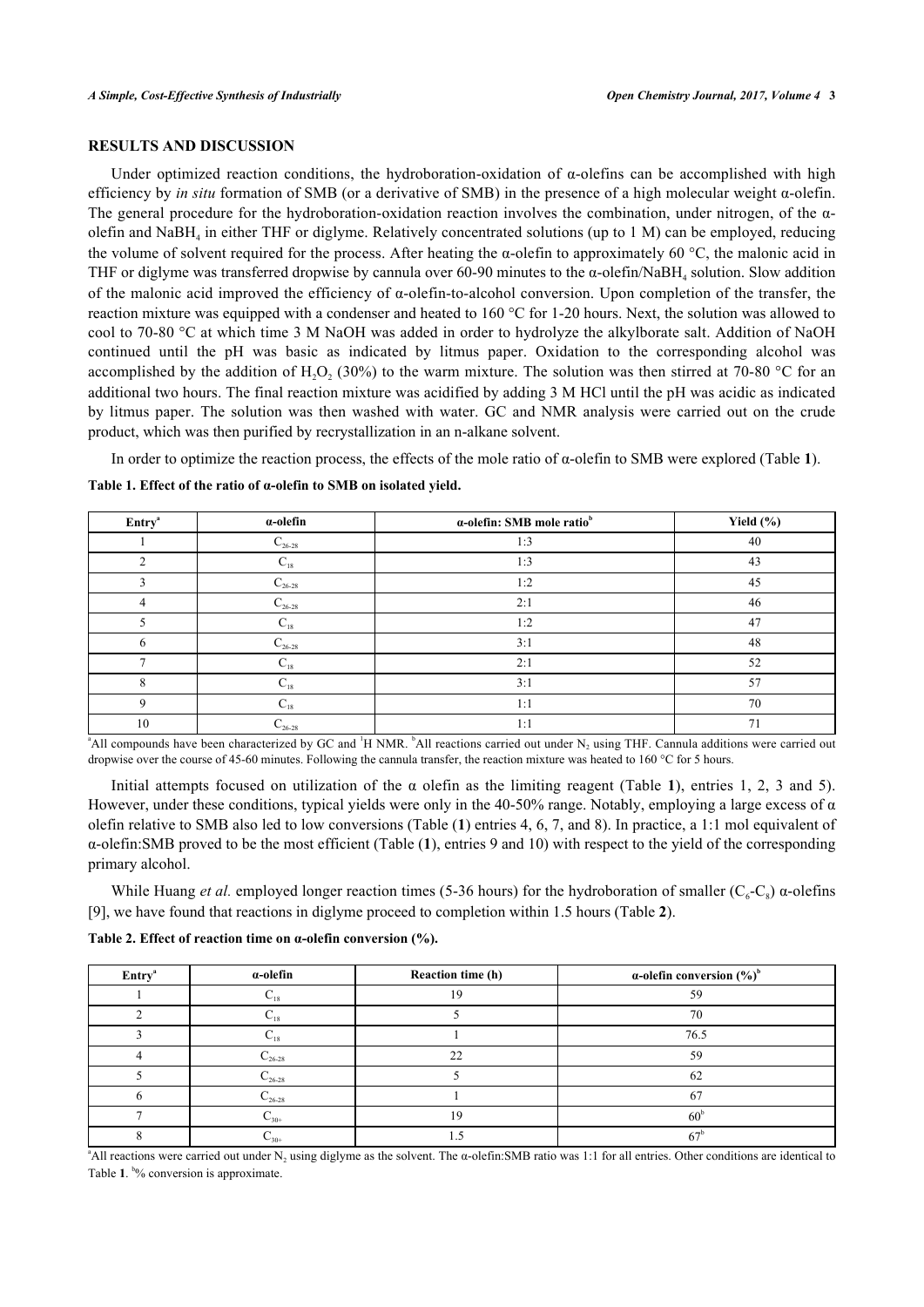## RESULTS AND DISCUSSION

Under optimized reaction conditions, the hydroboration-oxidation of α-olefins can be accomplished with high efficiency by *in situ* formation of SMB (or a derivative of SMB) in the presence of a high molecular weight α-olefin. The general procedure for the hydroboration-oxidation reaction involves the combination, under nitrogen, of the α-olefin and $NaBH_4$ in either THF or diglyme. Relatively concentrated solutions (up to 1 M) can be employed, reducing the volume of solvent required for the process. After heating the α-olefin to approximately 60 °C, the malonic acid in THF or diglyme was transferred dropwise by cannula over 60-90 minutes to the α-olefin/$NaBH_4$ solution. Slow addition of the malonic acid improved the efficiency of α-olefin-to-alcohol conversion. Upon completion of the transfer, the reaction mixture was equipped with a condenser and heated to 160 °C for 1-20 hours. Next, the solution was allowed to cool to 70-80 °C at which time 3 M NaOH was added in order to hydrolyze the alkylborate salt. Addition of NaOH continued until the pH was basic as indicated by litmus paper. Oxidation to the corresponding alcohol was accomplished by the addition of $H_2O_2$ (30%) to the warm mixture. The solution was then stirred at 70-80 °C for an additional two hours. The final reaction mixture was acidified by adding 3 M HCl until the pH was acidic as indicated by litmus paper. The solution was then washed with water. GC and NMR analysis were carried out on the crude product, which was then purified by recrystallization in an n-alkane solvent.

In order to optimize the reaction process, the effects of the mole ratio of α-olefin to SMB were explored (Table **1**).

**Table 1. Effect of the ratio of α-olefin to SMB on isolated yield.**

| Entry[a] | α-olefin | α-olefin: SMB mole ratio[b] | Yield (%) |
|---|---|---|---|
| 1 | $C_{26\text{-}28}$ | 1:3 | 40 |
| 2 | $C_{18}$ | 1:3 | 43 |
| 3 | $C_{26\text{-}28}$ | 1:2 | 45 |
| 4 | $C_{26\text{-}28}$ | 2:1 | 46 |
| 5 | $C_{18}$ | 1:2 | 47 |
| 6 | $C_{26\text{-}28}$ | 3:1 | 48 |
| 7 | $C_{18}$ | 2:1 | 52 |
| 8 | $C_{18}$ | 3:1 | 57 |
| 9 | $C_{18}$ | 1:1 | 70 |
| 10 | $C_{26\text{-}28}$ | 1:1 | 71 |

[a]All compounds have been characterized by GC and $^1H$ NMR. [b]All reactions carried out under $N_2$ using THF. Cannula additions were carried out dropwise over the course of 45-60 minutes. Following the cannula transfer, the reaction mixture was heated to 160 °C for 5 hours.

Initial attempts focused on utilization of the α olefin as the limiting reagent (Table **1**), entries 1, 2, 3 and 5). However, under these conditions, typical yields were only in the 40-50% range. Notably, employing a large excess of α olefin relative to SMB also led to low conversions (Table (**1**) entries 4, 6, 7, and 8). In practice, a 1:1 mol equivalent of α-olefin:SMB proved to be the most efficient (Table (**1**), entries 9 and 10) with respect to the yield of the corresponding primary alcohol.

While Huang *et al.* employed longer reaction times (5-36 hours) for the hydroboration of smaller ($C_6$-$C_8$) α-olefins [9], we have found that reactions in diglyme proceed to completion within 1.5 hours (Table **2**).

**Table 2. Effect of reaction time on α-olefin conversion (%).**

| Entry[a] | α-olefin | Reaction time (h) | α-olefin conversion (%)[b] |
|---|---|---|---|
| 1 | $C_{18}$ | 19 | 59 |
| 2 | $C_{18}$ | 5 | 70 |
| 3 | $C_{18}$ | 1 | 76.5 |
| 4 | $C_{26\text{-}28}$ | 22 | 59 |
| 5 | $C_{26\text{-}28}$ | 5 | 62 |
| 6 | $C_{26\text{-}28}$ | 1 | 67 |
| 7 | $C_{30+}$ | 19 | 60[b] |
| 8 | $C_{30+}$ | 1.5 | 67[b] |

[a]All reactions were carried out under $N_2$ using diglyme as the solvent. The α-olefin:SMB ratio was 1:1 for all entries. Other conditions are identical to Table **1**. [b]% conversion is approximate.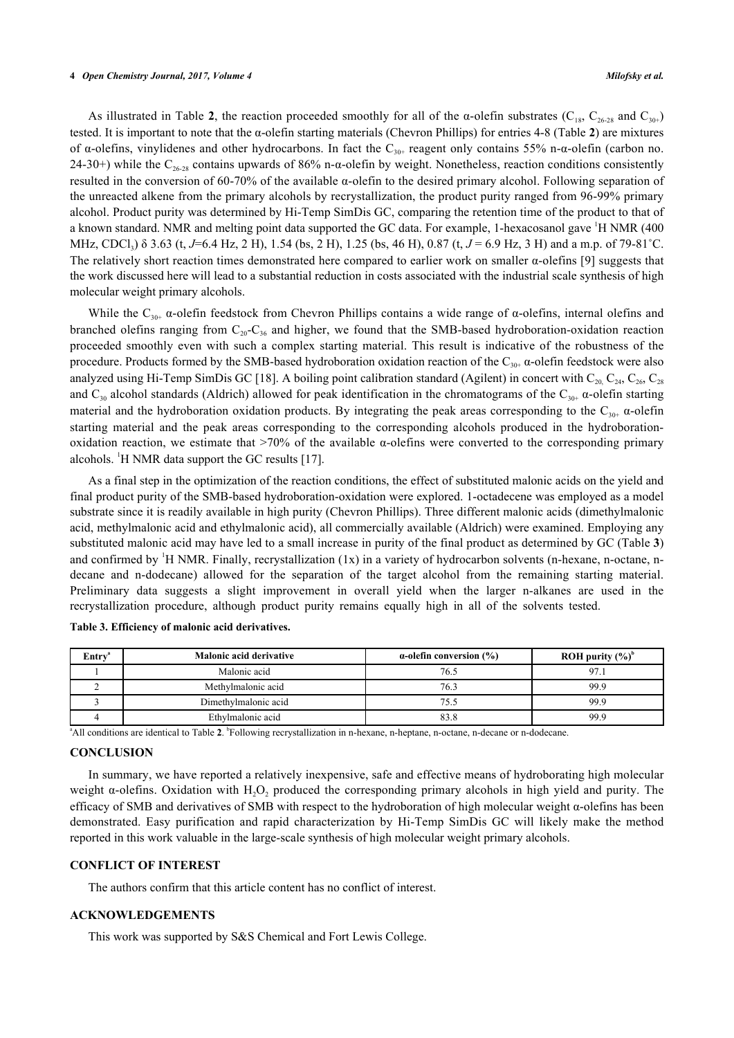As illustrated in Table **2**, the reaction proceeded smoothly for all of the α-olefin substrates ($C_{18}$, $C_{26\text{-}28}$ and $C_{30+}$) tested. It is important to note that the α-olefin starting materials (Chevron Phillips) for entries 4-8 (Table **2**) are mixtures of α-olefins, vinylidenes and other hydrocarbons. In fact the $C_{30+}$ reagent only contains 55% n-α-olefin (carbon no. 24-30+) while the $C_{26\text{-}28}$ contains upwards of 86% n-α-olefin by weight. Nonetheless, reaction conditions consistently resulted in the conversion of 60-70% of the available α-olefin to the desired primary alcohol. Following separation of the unreacted alkene from the primary alcohols by recrystallization, the product purity ranged from 96-99% primary alcohol. Product purity was determined by Hi-Temp SimDis GC, comparing the retention time of the product to that of a known standard. NMR and melting point data supported the GC data. For example, 1-hexacosanol gave $^1$H NMR (400 MHz, $CDCl_3$) δ 3.63 (t, *J*=6.4 Hz, 2 H), 1.54 (bs, 2 H), 1.25 (bs, 46 H), 0.87 (t, *J* = 6.9 Hz, 3 H) and a m.p. of 79-81˚C. The relatively short reaction times demonstrated here compared to earlier work on smaller α-olefins [9] suggests that the work discussed here will lead to a substantial reduction in costs associated with the industrial scale synthesis of high molecular weight primary alcohols.

While the $C_{30+}$ α-olefin feedstock from Chevron Phillips contains a wide range of α-olefins, internal olefins and branched olefins ranging from $C_{20}$-$C_{36}$ and higher, we found that the SMB-based hydroboration-oxidation reaction proceeded smoothly even with such a complex starting material. This result is indicative of the robustness of the procedure. Products formed by the SMB-based hydroboration oxidation reaction of the $C_{30+}$ α-olefin feedstock were also analyzed using Hi-Temp SimDis GC [18]. A boiling point calibration standard (Agilent) in concert with $C_{20}$, $C_{24}$, $C_{26}$, $C_{28}$ and $C_{30}$ alcohol standards (Aldrich) allowed for peak identification in the chromatograms of the $C_{30+}$ α-olefin starting material and the hydroboration oxidation products. By integrating the peak areas corresponding to the $C_{30+}$ α-olefin starting material and the peak areas corresponding to the corresponding alcohols produced in the hydroboration-oxidation reaction, we estimate that >70% of the available α-olefins were converted to the corresponding primary alcohols. $^1$H NMR data support the GC results [17].

As a final step in the optimization of the reaction conditions, the effect of substituted malonic acids on the yield and final product purity of the SMB-based hydroboration-oxidation were explored. 1-octadecene was employed as a model substrate since it is readily available in high purity (Chevron Phillips). Three different malonic acids (dimethylmalonic acid, methylmalonic acid and ethylmalonic acid), all commercially available (Aldrich) were examined. Employing any substituted malonic acid may have led to a small increase in purity of the final product as determined by GC (Table **3**) and confirmed by $^1$H NMR. Finally, recrystallization (1x) in a variety of hydrocarbon solvents (n-hexane, n-octane, n-decane and n-dodecane) allowed for the separation of the target alcohol from the remaining starting material. Preliminary data suggests a slight improvement in overall yield when the larger n-alkanes are used in the recrystallization procedure, although product purity remains equally high in all of the solvents tested.

**Table 3. Efficiency of malonic acid derivatives.**

| Entry[a] | Malonic acid derivative | α-olefin conversion (%) | ROH purity (%)[b] |
|---|---|---|---|
| 1 | Malonic acid | 76.5 | 97.1 |
| 2 | Methylmalonic acid | 76.3 | 99.9 |
| 3 | Dimethylmalonic acid | 75.5 | 99.9 |
| 4 | Ethylmalonic acid | 83.8 | 99.9 |

[a]All conditions are identical to Table **2**. [b]Following recrystallization in n-hexane, n-heptane, n-octane, n-decane or n-dodecane.

## CONCLUSION

In summary, we have reported a relatively inexpensive, safe and effective means of hydroborating high molecular weight α-olefins. Oxidation with $H_2O_2$ produced the corresponding primary alcohols in high yield and purity. The efficacy of SMB and derivatives of SMB with respect to the hydroboration of high molecular weight α-olefins has been demonstrated. Easy purification and rapid characterization by Hi-Temp SimDis GC will likely make the method reported in this work valuable in the large-scale synthesis of high molecular weight primary alcohols.

## CONFLICT OF INTEREST

The authors confirm that this article content has no conflict of interest.

## ACKNOWLEDGEMENTS

This work was supported by S&S Chemical and Fort Lewis College.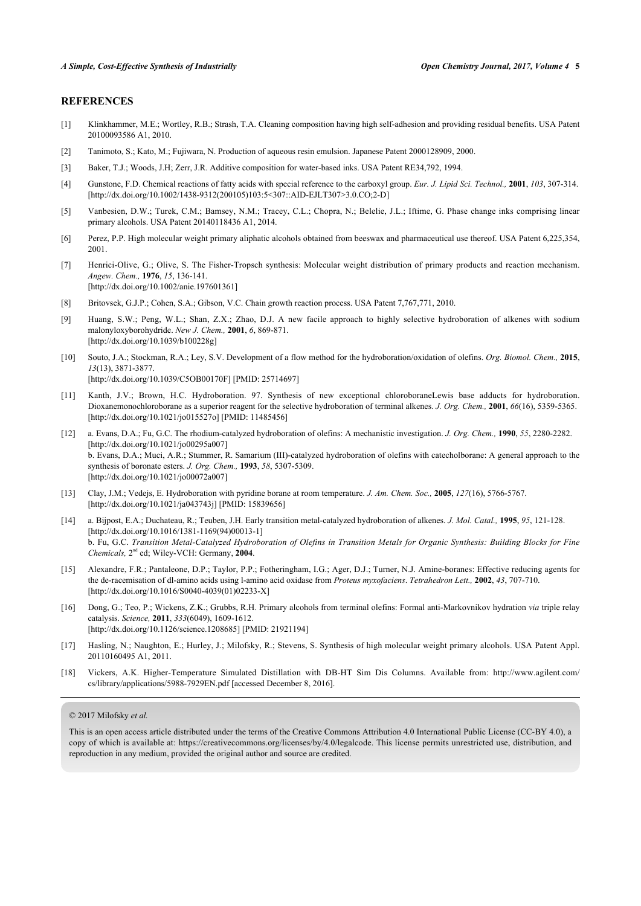## REFERENCES

[1] Klinkhammer, M.E.; Wortley, R.B.; Strash, T.A. Cleaning composition having high self-adhesion and providing residual benefits. USA Patent 20100093586 A1, 2010.

[2] Tanimoto, S.; Kato, M.; Fujiwara, N. Production of aqueous resin emulsion. Japanese Patent 2000128909, 2000.

[3] Baker, T.J.; Woods, J.H; Zerr, J.R. Additive composition for water-based inks. USA Patent RE34,792, 1994.

[4] Gunstone, F.D. Chemical reactions of fatty acids with special reference to the carboxyl group. *Eur. J. Lipid Sci. Technol.,* **2001**, *103*, 307-314. [http://dx.doi.org/10.1002/1438-9312(200105)103:5<307::AID-EJLT307>3.0.CO;2-D]

[5] Vanbesien, D.W.; Turek, C.M.; Bamsey, N.M.; Tracey, C.L.; Chopra, N.; Belelie, J.L.; Iftime, G. Phase change inks comprising linear primary alcohols. USA Patent 20140118436 A1, 2014.

[6] Perez, P.P. High molecular weight primary aliphatic alcohols obtained from beeswax and pharmaceutical use thereof. USA Patent 6,225,354, 2001.

[7] Henrici-Olive, G.; Olive, S. The Fisher-Tropsch synthesis: Molecular weight distribution of primary products and reaction mechanism. *Angew. Chem.,* **1976**, *15*, 136-141. [http://dx.doi.org/10.1002/anie.197601361]

[8] Britovsek, G.J.P.; Cohen, S.A.; Gibson, V.C. Chain growth reaction process. USA Patent 7,767,771, 2010.

[9] Huang, S.W.; Peng, W.L.; Shan, Z.X.; Zhao, D.J. A new facile approach to highly selective hydroboration of alkenes with sodium malonyloxyborohydride. *New J. Chem.,* **2001**, *6*, 869-871. [http://dx.doi.org/10.1039/b100228g]

[10] Souto, J.A.; Stockman, R.A.; Ley, S.V. Development of a flow method for the hydroboration/oxidation of olefins. *Org. Biomol. Chem.,* **2015**, *13*(13), 3871-3877. [http://dx.doi.org/10.1039/C5OB00170F] [PMID: 25714697]

[11] Kanth, J.V.; Brown, H.C. Hydroboration. 97. Synthesis of new exceptional chloroboraneLewis base adducts for hydroboration. Dioxanemonochloroborane as a superior reagent for the selective hydroboration of terminal alkenes. *J. Org. Chem.,* **2001**, *66*(16), 5359-5365. [http://dx.doi.org/10.1021/jo015527o] [PMID: 11485456]

[12] a. Evans, D.A.; Fu, G.C. The rhodium-catalyzed hydroboration of olefins: A mechanistic investigation. *J. Org. Chem.,* **1990**, *55*, 2280-2282. [http://dx.doi.org/10.1021/jo00295a007]
b. Evans, D.A.; Muci, A.R.; Stummer, R. Samarium (III)-catalyzed hydroboration of olefins with catecholborane: A general approach to the synthesis of boronate esters. *J. Org. Chem.,* **1993**, *58*, 5307-5309. [http://dx.doi.org/10.1021/jo00072a007]

[13] Clay, J.M.; Vedejs, E. Hydroboration with pyridine borane at room temperature. *J. Am. Chem. Soc.,* **2005**, *127*(16), 5766-5767. [http://dx.doi.org/10.1021/ja043743j] [PMID: 15839656]

[14] a. Bijpost, E.A.; Duchateau, R.; Teuben, J.H. Early transition metal-catalyzed hydroboration of alkenes. *J. Mol. Catal.,* **1995**, *95*, 121-128. [http://dx.doi.org/10.1016/1381-1169(94)00013-1]
b. Fu, G.C. *Transition Metal-Catalyzed Hydroboration of Olefins in Transition Metals for Organic Synthesis: Building Blocks for Fine Chemicals,* 2nd ed; Wiley-VCH: Germany, **2004**.

[15] Alexandre, F.R.; Pantaleone, D.P.; Taylor, P.P.; Fotheringham, I.G.; Ager, D.J.; Turner, N.J. Amine-boranes: Effective reducing agents for the de-racemisation of dl-amino acids using l-amino acid oxidase from *Proteus myxofaciens*. *Tetrahedron Lett.,* **2002**, *43*, 707-710. [http://dx.doi.org/10.1016/S0040-4039(01)02233-X]

[16] Dong, G.; Teo, P.; Wickens, Z.K.; Grubbs, R.H. Primary alcohols from terminal olefins: Formal anti-Markovnikov hydration *via* triple relay catalysis. *Science,* **2011**, *333*(6049), 1609-1612. [http://dx.doi.org/10.1126/science.1208685] [PMID: 21921194]

[17] Hasling, N.; Naughton, E.; Hurley, J.; Milofsky, R.; Stevens, S. Synthesis of high molecular weight primary alcohols. USA Patent Appl. 20110160495 A1, 2011.

[18] Vickers, A.K. Higher-Temperature Simulated Distillation with DB-HT Sim Dis Columns. Available from: http://www.agilent.com/cs/library/applications/5988-7929EN.pdf [accessed December 8, 2016].

© 2017 Milofsky *et al.*

This is an open access article distributed under the terms of the Creative Commons Attribution 4.0 International Public License (CC-BY 4.0), a copy of which is available at: https://creativecommons.org/licenses/by/4.0/legalcode. This license permits unrestricted use, distribution, and reproduction in any medium, provided the original author and source are credited.